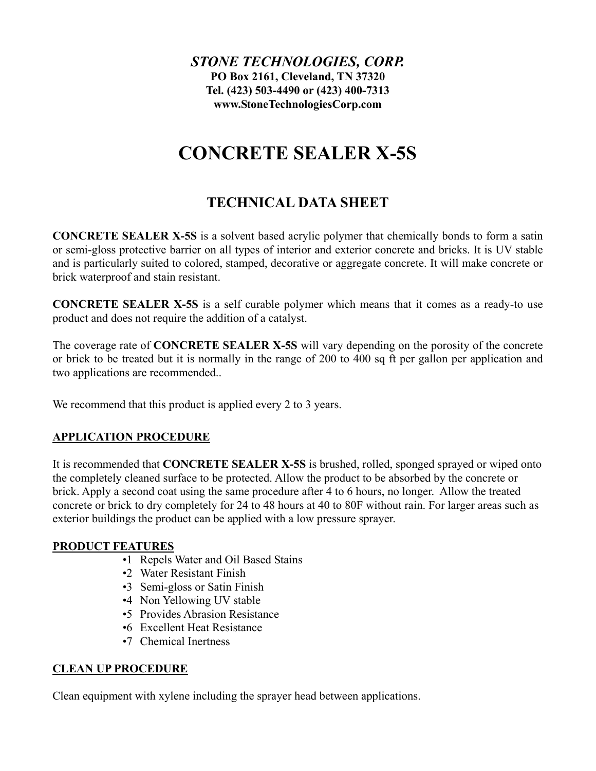***STONE TECHNOLOGIES, CORP.***
**PO Box 2161, Cleveland, TN 37320**
**Tel. (423) 503-4490 or (423) 400-7313**
**www.StoneTechnologiesCorp.com**

# CONCRETE SEALER X-5S

## TECHNICAL DATA SHEET

**CONCRETE SEALER X-5S** is a solvent based acrylic polymer that chemically bonds to form a satin or semi-gloss protective barrier on all types of interior and exterior concrete and bricks. It is UV stable and is particularly suited to colored, stamped, decorative or aggregate concrete. It will make concrete or brick waterproof and stain resistant.

**CONCRETE SEALER X-5S** is a self curable polymer which means that it comes as a ready-to use product and does not require the addition of a catalyst.

The coverage rate of **CONCRETE SEALER X-5S** will vary depending on the porosity of the concrete or brick to be treated but it is normally in the range of 200 to 400 sq ft per gallon per application and two applications are recommended..

We recommend that this product is applied every 2 to 3 years.

### APPLICATION PROCEDURE

It is recommended that **CONCRETE SEALER X-5S** is brushed, rolled, sponged sprayed or wiped onto the completely cleaned surface to be protected. Allow the product to be absorbed by the concrete or brick. Apply a second coat using the same procedure after 4 to 6 hours, no longer. Allow the treated concrete or brick to dry completely for 24 to 48 hours at 40 to 80F without rain. For larger areas such as exterior buildings the product can be applied with a low pressure sprayer.

### PRODUCT FEATURES

- 1 Repels Water and Oil Based Stains
- 2 Water Resistant Finish
- 3 Semi-gloss or Satin Finish
- 4 Non Yellowing UV stable
- 5 Provides Abrasion Resistance
- 6 Excellent Heat Resistance
- 7 Chemical Inertness

### CLEAN UP PROCEDURE

Clean equipment with xylene including the sprayer head between applications.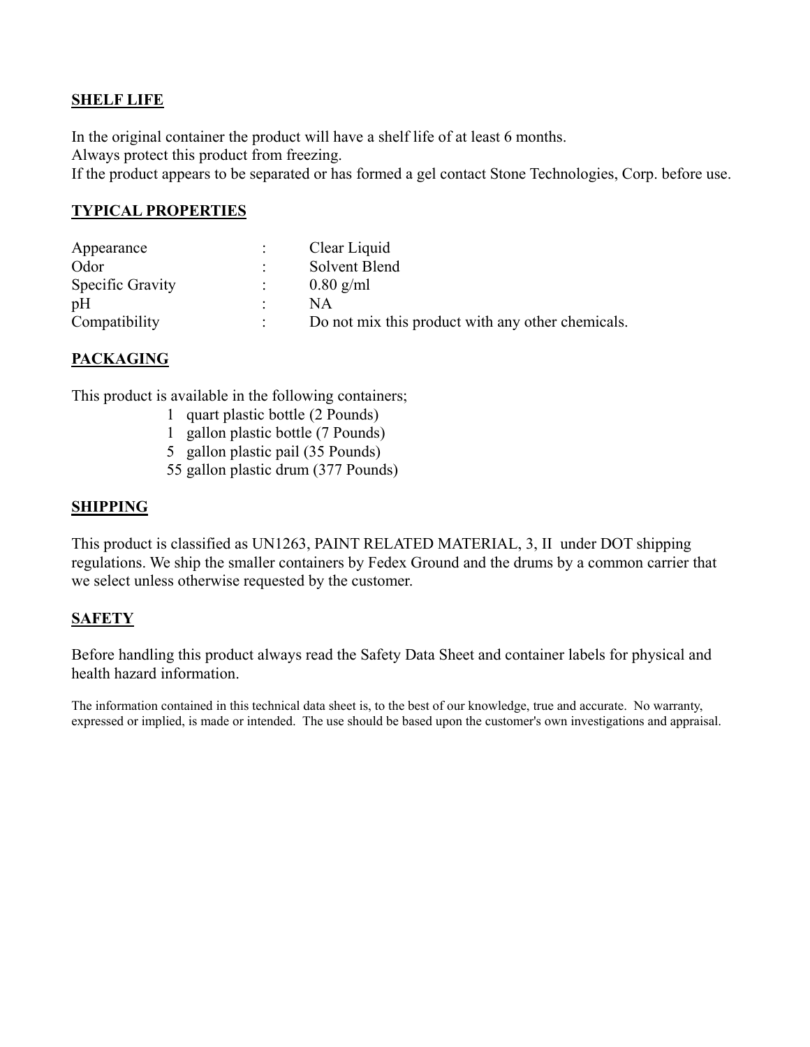## SHELF LIFE

In the original container the product will have a shelf life of at least 6 months.
Always protect this product from freezing.
If the product appears to be separated or has formed a gel contact Stone Technologies, Corp. before use.

## TYPICAL PROPERTIES

| | | |
|---|---|---|
| Appearance | : | Clear Liquid |
| Odor | : | Solvent Blend |
| Specific Gravity | : | 0.80 g/ml |
| pH | : | NA |
| Compatibility | : | Do not mix this product with any other chemicals. |

## PACKAGING

This product is available in the following containers;

- 1 quart plastic bottle (2 Pounds)
- 1 gallon plastic bottle (7 Pounds)
- 5 gallon plastic pail (35 Pounds)
- 55 gallon plastic drum (377 Pounds)

## SHIPPING

This product is classified as UN1263, PAINT RELATED MATERIAL, 3, II under DOT shipping regulations. We ship the smaller containers by Fedex Ground and the drums by a common carrier that we select unless otherwise requested by the customer.

## SAFETY

Before handling this product always read the Safety Data Sheet and container labels for physical and health hazard information.

The information contained in this technical data sheet is, to the best of our knowledge, true and accurate. No warranty, expressed or implied, is made or intended. The use should be based upon the customer's own investigations and appraisal.